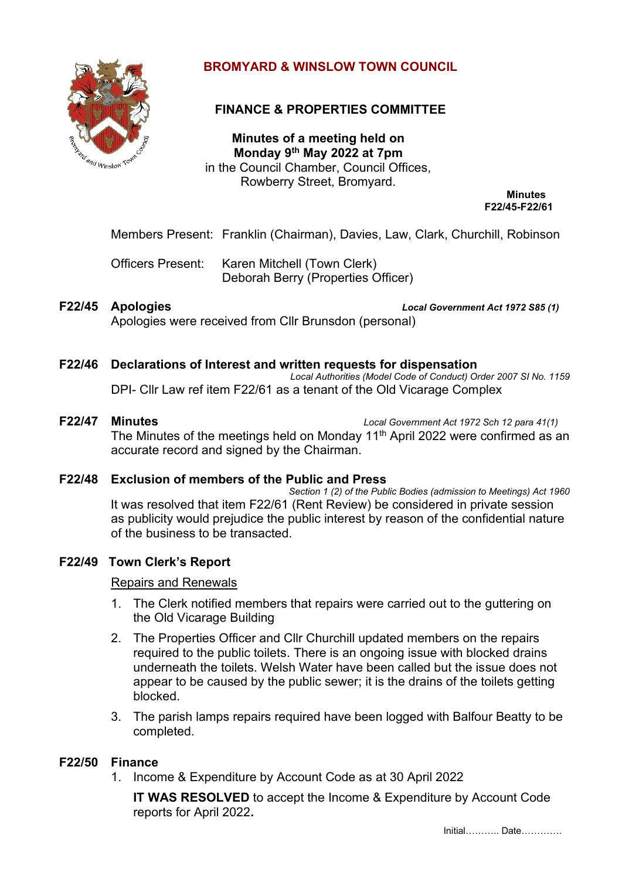# BROMYARD & WINSLOW TOWN COUNCIL

## FINANCE & PROPERTIES COMMITTEE

**Minutes of a meeting held on**
**Monday 9th May 2022 at 7pm**
in the Council Chamber, Council Offices,
Rowberry Street, Bromyard.

**Minutes**
**F22/45-F22/61**

Members Present: Franklin (Chairman), Davies, Law, Clark, Churchill, Robinson

Officers Present: Karen Mitchell (Town Clerk)
Deborah Berry (Properties Officer)

**F22/45 Apologies** ***Local Government Act 1972 S85 (1)***

Apologies were received from Cllr Brunsdon (personal)

**F22/46 Declarations of Interest and written requests for dispensation**

*Local Authorities (Model Code of Conduct) Order 2007 SI No. 1159*

DPI- Cllr Law ref item F22/61 as a tenant of the Old Vicarage Complex

**F22/47 Minutes** *Local Government Act 1972 Sch 12 para 41(1)*

The Minutes of the meetings held on Monday 11th April 2022 were confirmed as an accurate record and signed by the Chairman.

**F22/48 Exclusion of members of the Public and Press**

*Section 1 (2) of the Public Bodies (admission to Meetings) Act 1960*

It was resolved that item F22/61 (Rent Review) be considered in private session as publicity would prejudice the public interest by reason of the confidential nature of the business to be transacted.

**F22/49 Town Clerk's Report**

Repairs and Renewals

1. The Clerk notified members that repairs were carried out to the guttering on the Old Vicarage Building
2. The Properties Officer and Cllr Churchill updated members on the repairs required to the public toilets. There is an ongoing issue with blocked drains underneath the toilets. Welsh Water have been called but the issue does not appear to be caused by the public sewer; it is the drains of the toilets getting blocked.
3. The parish lamps repairs required have been logged with Balfour Beatty to be completed.

**F22/50 Finance**

1. Income & Expenditure by Account Code as at 30 April 2022

   **IT WAS RESOLVED** to accept the Income & Expenditure by Account Code reports for April 2022**.**

Initial……….. Date………….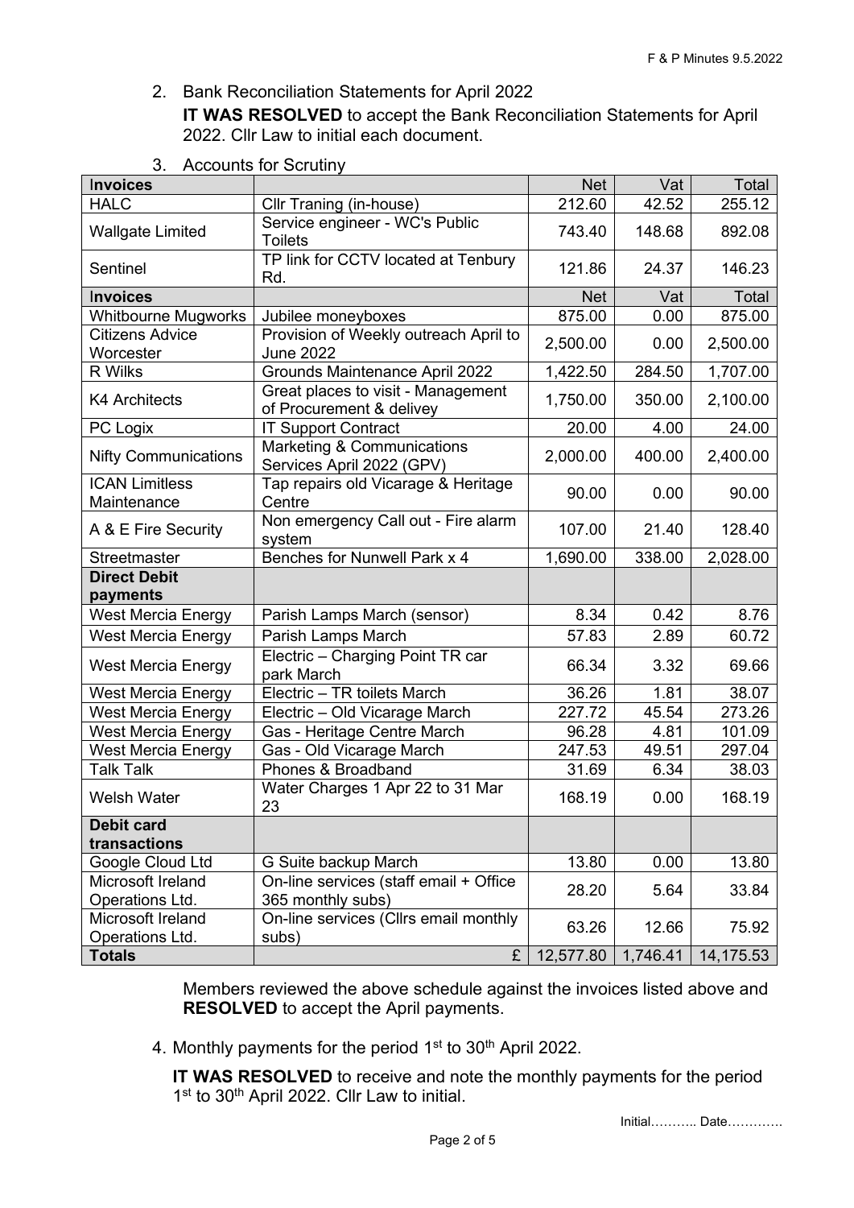2. Bank Reconciliation Statements for April 2022

   **IT WAS RESOLVED** to accept the Bank Reconciliation Statements for April 2022. Cllr Law to initial each document.

3. Accounts for Scrutiny

| **Invoices** | | Net | Vat | Total |
|---|---|---|---|---|
| HALC | Cllr Traning (in-house) | 212.60 | 42.52 | 255.12 |
| Wallgate Limited | Service engineer - WC's Public Toilets | 743.40 | 148.68 | 892.08 |
| Sentinel | TP link for CCTV located at Tenbury Rd. | 121.86 | 24.37 | 146.23 |
| **Invoices** | | Net | Vat | Total |
| Whitbourne Mugworks | Jubilee moneyboxes | 875.00 | 0.00 | 875.00 |
| Citizens Advice Worcester | Provision of Weekly outreach April to June 2022 | 2,500.00 | 0.00 | 2,500.00 |
| R Wilks | Grounds Maintenance April 2022 | 1,422.50 | 284.50 | 1,707.00 |
| K4 Architects | Great places to visit - Management of Procurement & delivey | 1,750.00 | 350.00 | 2,100.00 |
| PC Logix | IT Support Contract | 20.00 | 4.00 | 24.00 |
| Nifty Communications | Marketing & Communications Services April 2022 (GPV) | 2,000.00 | 400.00 | 2,400.00 |
| ICAN Limitless Maintenance | Tap repairs old Vicarage & Heritage Centre | 90.00 | 0.00 | 90.00 |
| A & E Fire Security | Non emergency Call out - Fire alarm system | 107.00 | 21.40 | 128.40 |
| Streetmaster | Benches for Nunwell Park x 4 | 1,690.00 | 338.00 | 2,028.00 |
| **Direct Debit payments** | | | | |
| West Mercia Energy | Parish Lamps March (sensor) | 8.34 | 0.42 | 8.76 |
| West Mercia Energy | Parish Lamps March | 57.83 | 2.89 | 60.72 |
| West Mercia Energy | Electric – Charging Point TR car park March | 66.34 | 3.32 | 69.66 |
| West Mercia Energy | Electric – TR toilets March | 36.26 | 1.81 | 38.07 |
| West Mercia Energy | Electric – Old Vicarage March | 227.72 | 45.54 | 273.26 |
| West Mercia Energy | Gas - Heritage Centre March | 96.28 | 4.81 | 101.09 |
| West Mercia Energy | Gas - Old Vicarage March | 247.53 | 49.51 | 297.04 |
| Talk Talk | Phones & Broadband | 31.69 | 6.34 | 38.03 |
| Welsh Water | Water Charges 1 Apr 22 to 31 Mar 23 | 168.19 | 0.00 | 168.19 |
| **Debit card transactions** | | | | |
| Google Cloud Ltd | G Suite backup March | 13.80 | 0.00 | 13.80 |
| Microsoft Ireland Operations Ltd. | On-line services (staff email + Office 365 monthly subs) | 28.20 | 5.64 | 33.84 |
| Microsoft Ireland Operations Ltd. | On-line services (Cllrs email monthly subs) | 63.26 | 12.66 | 75.92 |
| **Totals** | £ | 12,577.80 | 1,746.41 | 14,175.53 |

Members reviewed the above schedule against the invoices listed above and **RESOLVED** to accept the April payments.

4. Monthly payments for the period 1st to 30th April 2022.

   **IT WAS RESOLVED** to receive and note the monthly payments for the period 1st to 30th April 2022. Cllr Law to initial.

Initial……….. Date…………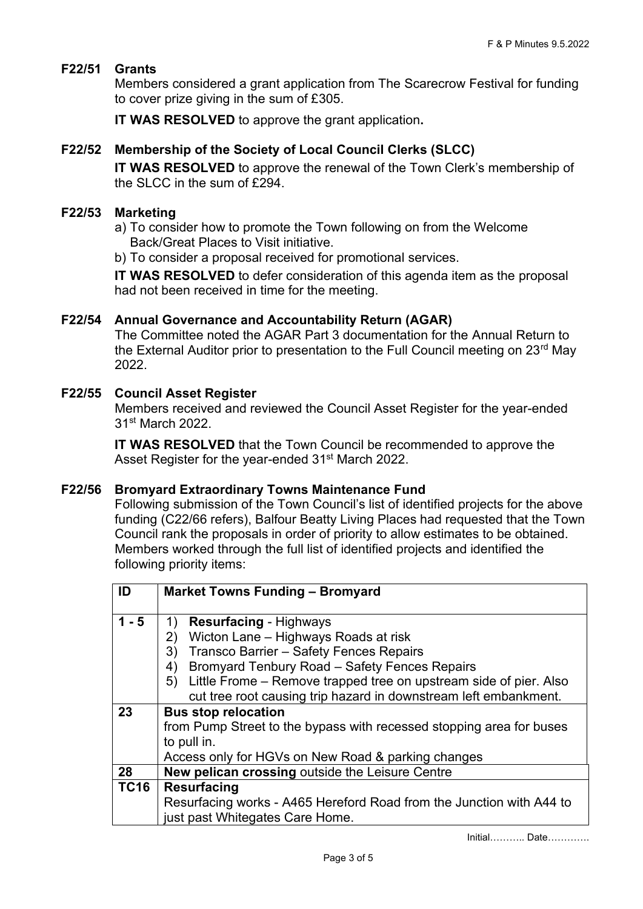## F22/51 Grants

Members considered a grant application from The Scarecrow Festival for funding to cover prize giving in the sum of £305.

**IT WAS RESOLVED** to approve the grant application**.**

## F22/52 Membership of the Society of Local Council Clerks (SLCC)

**IT WAS RESOLVED** to approve the renewal of the Town Clerk's membership of the SLCC in the sum of £294.

## F22/53 Marketing

a) To consider how to promote the Town following on from the Welcome Back/Great Places to Visit initiative.

b) To consider a proposal received for promotional services.

**IT WAS RESOLVED** to defer consideration of this agenda item as the proposal had not been received in time for the meeting.

## F22/54 Annual Governance and Accountability Return (AGAR)

The Committee noted the AGAR Part 3 documentation for the Annual Return to the External Auditor prior to presentation to the Full Council meeting on 23rd May 2022.

## F22/55 Council Asset Register

Members received and reviewed the Council Asset Register for the year-ended 31st March 2022.

**IT WAS RESOLVED** that the Town Council be recommended to approve the Asset Register for the year-ended 31st March 2022.

## F22/56 Bromyard Extraordinary Towns Maintenance Fund

Following submission of the Town Council's list of identified projects for the above funding (C22/66 refers), Balfour Beatty Living Places had requested that the Town Council rank the proposals in order of priority to allow estimates to be obtained. Members worked through the full list of identified projects and identified the following priority items:

| ID | Market Towns Funding – Bromyard |
|---|---|
| 1 - 5 | 1) **Resurfacing** - Highways<br>2) Wicton Lane – Highways Roads at risk<br>3) Transco Barrier – Safety Fences Repairs<br>4) Bromyard Tenbury Road – Safety Fences Repairs<br>5) Little Frome – Remove trapped tree on upstream side of pier. Also cut tree root causing trip hazard in downstream left embankment. |
| 23 | **Bus stop relocation**<br>from Pump Street to the bypass with recessed stopping area for buses to pull in.<br>Access only for HGVs on New Road & parking changes |
| 28 | **New pelican crossing** outside the Leisure Centre |
| TC16 | **Resurfacing**<br>Resurfacing works - A465 Hereford Road from the Junction with A44 to just past Whitegates Care Home. |

Initial……….. Date…………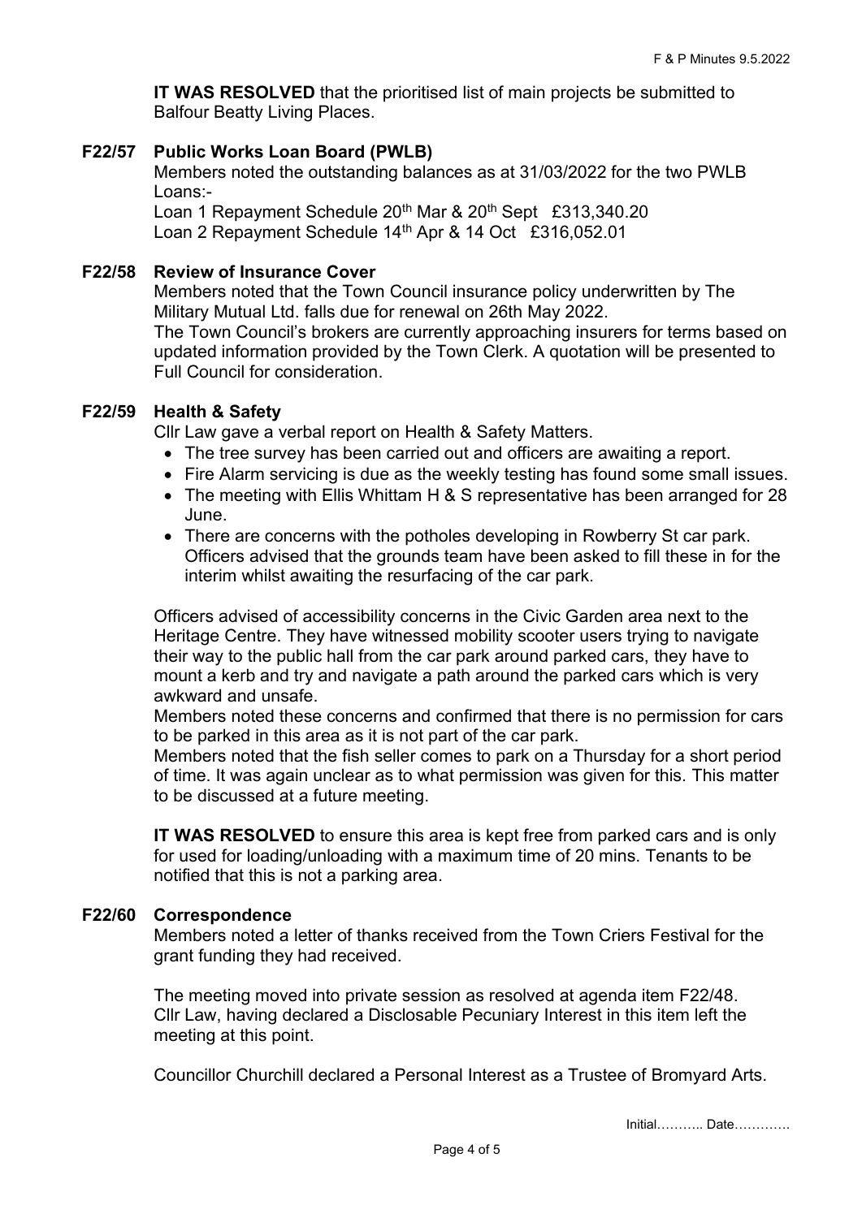**IT WAS RESOLVED** that the prioritised list of main projects be submitted to Balfour Beatty Living Places.

**F22/57 Public Works Loan Board (PWLB)**

Members noted the outstanding balances as at 31/03/2022 for the two PWLB Loans:-

Loan 1 Repayment Schedule 20th Mar & 20th Sept £313,340.20

Loan 2 Repayment Schedule 14th Apr & 14 Oct £316,052.01

**F22/58 Review of Insurance Cover**

Members noted that the Town Council insurance policy underwritten by The Military Mutual Ltd. falls due for renewal on 26th May 2022.

The Town Council's brokers are currently approaching insurers for terms based on updated information provided by the Town Clerk. A quotation will be presented to Full Council for consideration.

**F22/59 Health & Safety**

Cllr Law gave a verbal report on Health & Safety Matters.

- The tree survey has been carried out and officers are awaiting a report.
- Fire Alarm servicing is due as the weekly testing has found some small issues.
- The meeting with Ellis Whittam H & S representative has been arranged for 28 June.
- There are concerns with the potholes developing in Rowberry St car park. Officers advised that the grounds team have been asked to fill these in for the interim whilst awaiting the resurfacing of the car park.

Officers advised of accessibility concerns in the Civic Garden area next to the Heritage Centre. They have witnessed mobility scooter users trying to navigate their way to the public hall from the car park around parked cars, they have to mount a kerb and try and navigate a path around the parked cars which is very awkward and unsafe.

Members noted these concerns and confirmed that there is no permission for cars to be parked in this area as it is not part of the car park.

Members noted that the fish seller comes to park on a Thursday for a short period of time. It was again unclear as to what permission was given for this. This matter to be discussed at a future meeting.

**IT WAS RESOLVED** to ensure this area is kept free from parked cars and is only for used for loading/unloading with a maximum time of 20 mins. Tenants to be notified that this is not a parking area.

**F22/60 Correspondence**

Members noted a letter of thanks received from the Town Criers Festival for the grant funding they had received.

The meeting moved into private session as resolved at agenda item F22/48. Cllr Law, having declared a Disclosable Pecuniary Interest in this item left the meeting at this point.

Councillor Churchill declared a Personal Interest as a Trustee of Bromyard Arts.

Initial……….. Date………….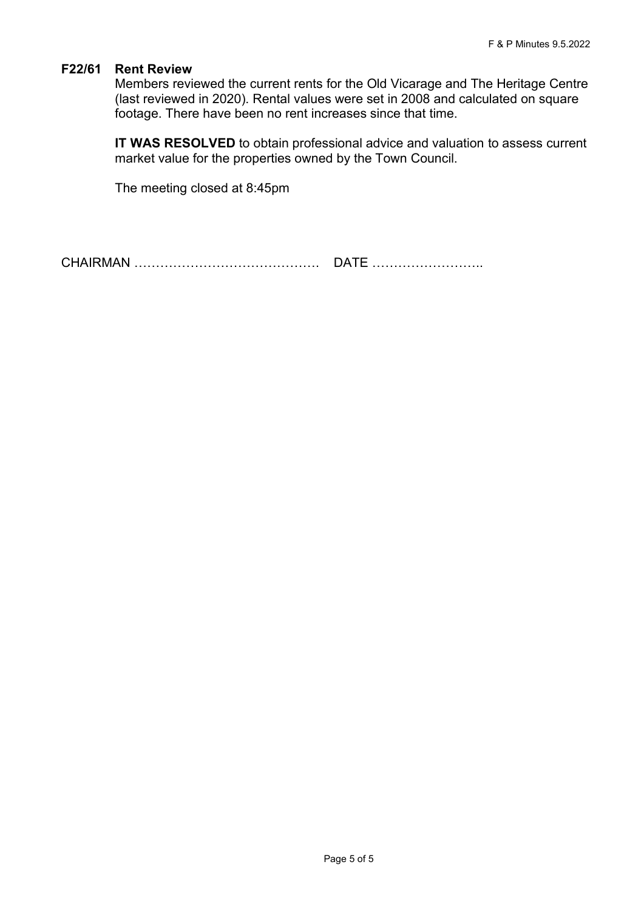### F22/61 Rent Review

Members reviewed the current rents for the Old Vicarage and The Heritage Centre (last reviewed in 2020). Rental values were set in 2008 and calculated on square footage. There have been no rent increases since that time.

**IT WAS RESOLVED** to obtain professional advice and valuation to assess current market value for the properties owned by the Town Council.

The meeting closed at 8:45pm

CHAIRMAN ……………………………………  DATE ……………………..